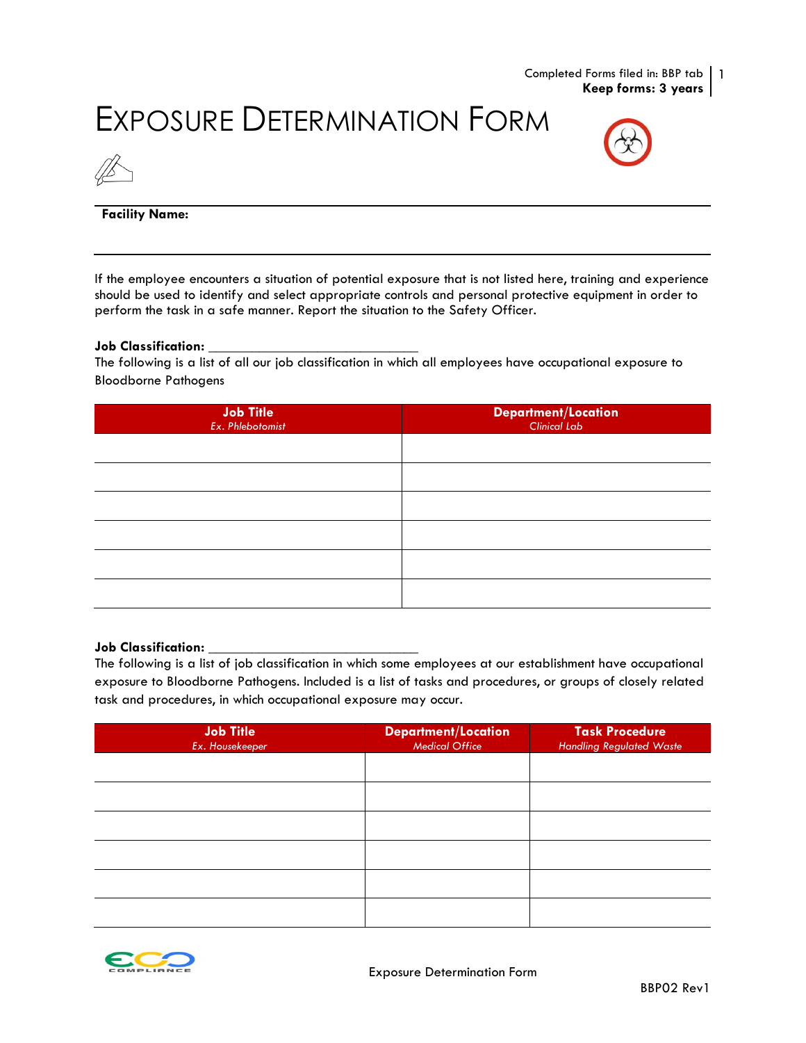Completed Forms filed in: BBP tab
**Keep forms: 3 years**

# EXPOSURE DETERMINATION FORM

**Facility Name:**

If the employee encounters a situation of potential exposure that is not listed here, training and experience should be used to identify and select appropriate controls and personal protective equipment in order to perform the task in a safe manner. Report the situation to the Safety Officer.

**Job Classification:** ______________________________

The following is a list of all our job classification in which all employees have occupational exposure to Bloodborne Pathogens

| Job Title<br>*Ex. Phlebotomist* | Department/Location<br>*Clinical Lab* |
|---|---|
| | |
| | |
| | |
| | |
| | |
| | |

**Job Classification:** ______________________________

The following is a list of job classification in which some employees at our establishment have occupational exposure to Bloodborne Pathogens. Included is a list of tasks and procedures, or groups of closely related task and procedures, in which occupational exposure may occur.

| Job Title<br>*Ex. Housekeeper* | Department/Location<br>*Medical Office* | Task Procedure<br>*Handling Regulated Waste* |
|---|---|---|
| | | |
| | | |
| | | |
| | | |
| | | |
| | | |

Exposure Determination Form

BBP02 Rev1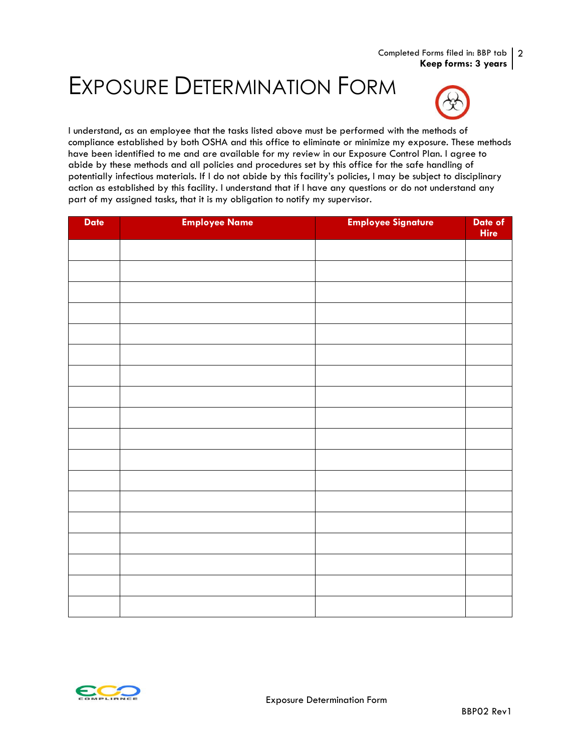Completed Forms filed in: BBP tab
**Keep forms: 3 years**

# EXPOSURE DETERMINATION FORM

I understand, as an employee that the tasks listed above must be performed with the methods of compliance established by both OSHA and this office to eliminate or minimize my exposure. These methods have been identified to me and are available for my review in our Exposure Control Plan. I agree to abide by these methods and all policies and procedures set by this office for the safe handling of potentially infectious materials. If I do not abide by this facility's policies, I may be subject to disciplinary action as established by this facility. I understand that if I have any questions or do not understand any part of my assigned tasks, that it is my obligation to notify my supervisor.

| Date | Employee Name | Employee Signature | Date of Hire |
|---|---|---|---|
| | | | |
| | | | |
| | | | |
| | | | |
| | | | |
| | | | |
| | | | |
| | | | |
| | | | |
| | | | |
| | | | |
| | | | |
| | | | |
| | | | |
| | | | |
| | | | |
| | | | |
| | | | |

Exposure Determination Form

BBP02 Rev1